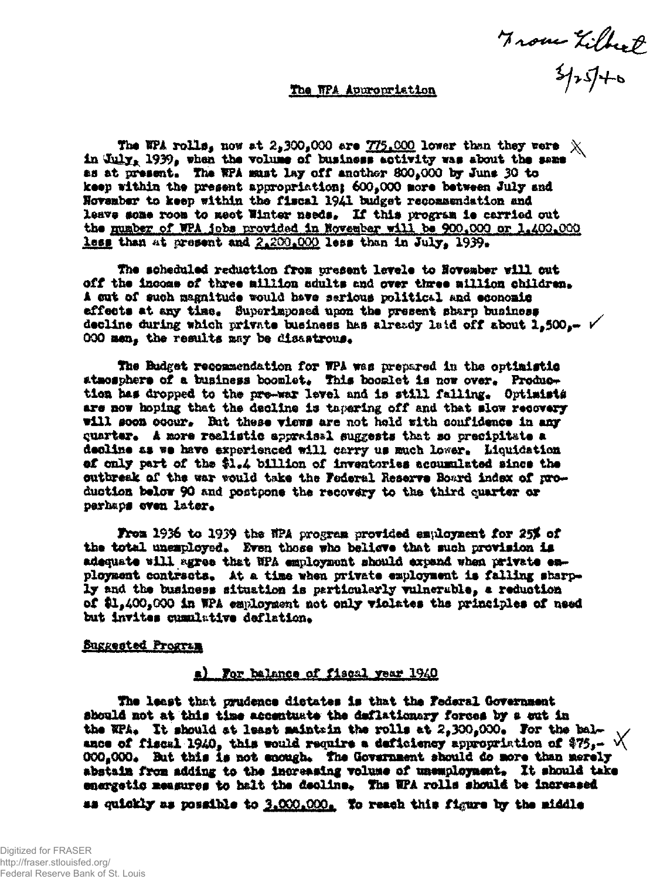From Gilbert
3/25/40

## The WPA Appropriation

The WPA rolls, now at 2,300,000 are 775,000 lower than they were in July, 1939, when the volume of business activity was about the same as at present. The WPA must lay off another 800,000 by June 30 to keep within the present appropriation; 600,000 more between July and November to keep within the fiscal 1941 budget recommendation and leave some room to meet Winter needs. If this program is carried out the number of WPA jobs provided in November will be 900,000 or 1,400,000 less than at present and 2,200,000 less than in July, 1939.

The scheduled reduction from present levels to November will cut off the income of three million adults and over three million children. A cut of such magnitude would have serious political and economic effects at any time. Superimposed upon the present sharp business decline during which private business has already laid off about 1,500,000 men, the results may be disastrous.

The Budget recommendation for WPA was prepared in the optimistic atmosphere of a business boomlet. This boomlet is now over. Production has dropped to the pre-war level and is still falling. Optimists are now hoping that the decline is tapering off and that slow recovery will soon occur. But these views are not held with confidence in any quarter. A more realistic appraisal suggests that so precipitate a decline as we have experienced will carry us much lower. Liquidation of only part of the $1.4 billion of inventories accumulated since the outbreak of the war would take the Federal Reserve Board index of production below 90 and postpone the recovery to the third quarter or perhaps even later.

From 1936 to 1939 the WPA program provided employment for 25% of the total unemployed. Even those who believe that such provision is adequate will agree that WPA employment should expand when private employment contracts. At a time when private employment is falling sharply and the business situation is particularly vulnerable, a reduction of $1,400,000 in WPA employment not only violates the principles of need but invites cumulative deflation.

### Suggested Program

#### a) For balance of fiscal year 1940

The least that prudence dictates is that the Federal Government should not at this time accentuate the deflationary forces by a cut in the WPA. It should at least maintain the rolls at 2,300,000. For the balance of fiscal 1940, this would require a deficiency appropriation of $75,000,000. But this is not enough. The Government should do more than merely abstain from adding to the increasing volume of unemployment. It should take energetic measures to halt the decline. The WPA rolls should be increased as quickly as possible to 3,000,000. To reach this figure by the middle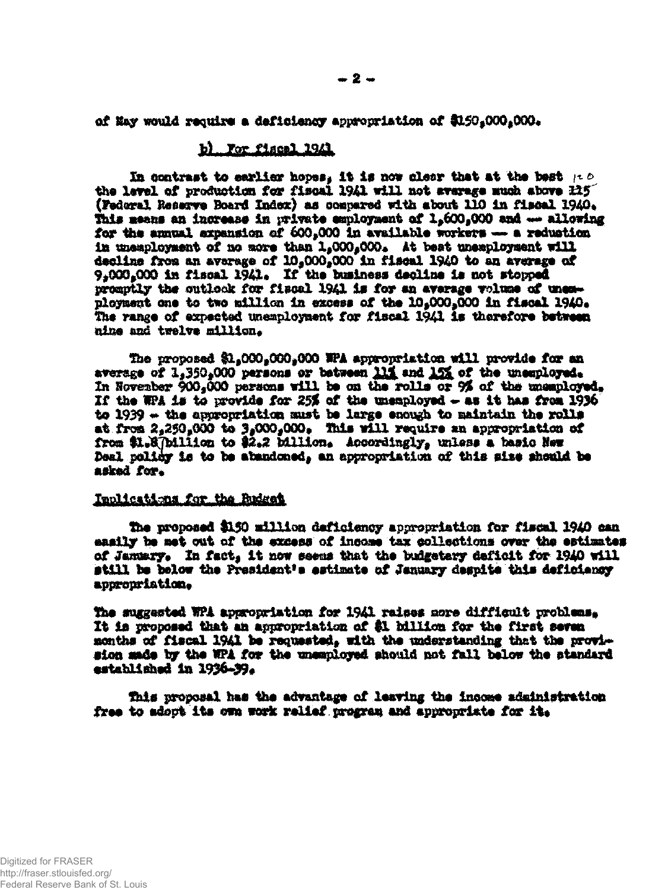of May would require a deficiency appropriation of $150,000,000.

b) For fiscal 1941

In contrast to earlier hopes, it is now clear that at the best 120 the level of production for fiscal 1941 will not average much above ~~115~~ (Federal Reserve Board Index) as compared with about 110 in fiscal 1940. This means an increase in private employment of 1,600,000 and — allowing for the annual expansion of 600,000 in available workers — a reduction in unemployment of no more than 1,000,000. At best unemployment will decline from an average of 10,000,000 in fiscal 1940 to an average of 9,000,000 in fiscal 1941. If the business decline is not stopped promptly the outlook for fiscal 1941 is for an average volume of unemployment one to two million in excess of the 10,000,000 in fiscal 1940. The range of expected unemployment for fiscal 1941 is therefore between nine and twelve million.

The proposed $1,000,000,000 WPA appropriation will provide for an average of 1,350,000 persons or between 11% and 15% of the unemployed. In November 900,000 persons will be on the rolls or 9% of the unemployed. If the WPA is to provide for 25% of the unemployed - as it has from 1936 to 1939 - the appropriation must be large enough to maintain the rolls at from 2,250,000 to 3,000,000. This will require an appropriation of from $1.8 billion to $2.2 billion. Accordingly, unless a basic New Deal policy is to be abandoned, an appropriation of this size should be asked for.

Implications for the Budget

The proposed $150 million deficiency appropriation for fiscal 1940 can easily be met out of the excess of income tax collections over the estimates of January. In fact, it now seems that the budgetary deficit for 1940 will still be below the President's estimate of January despite this deficiency appropriation.

The suggested WPA appropriation for 1941 raises more difficult problems. It is proposed that an appropriation of $1 billion for the first seven months of fiscal 1941 be requested, with the understanding that the provision made by the WPA for the unemployed should not fall below the standard established in 1936-39.

This proposal has the advantage of leaving the income administration free to adopt its own work relief program and appropriate for it.